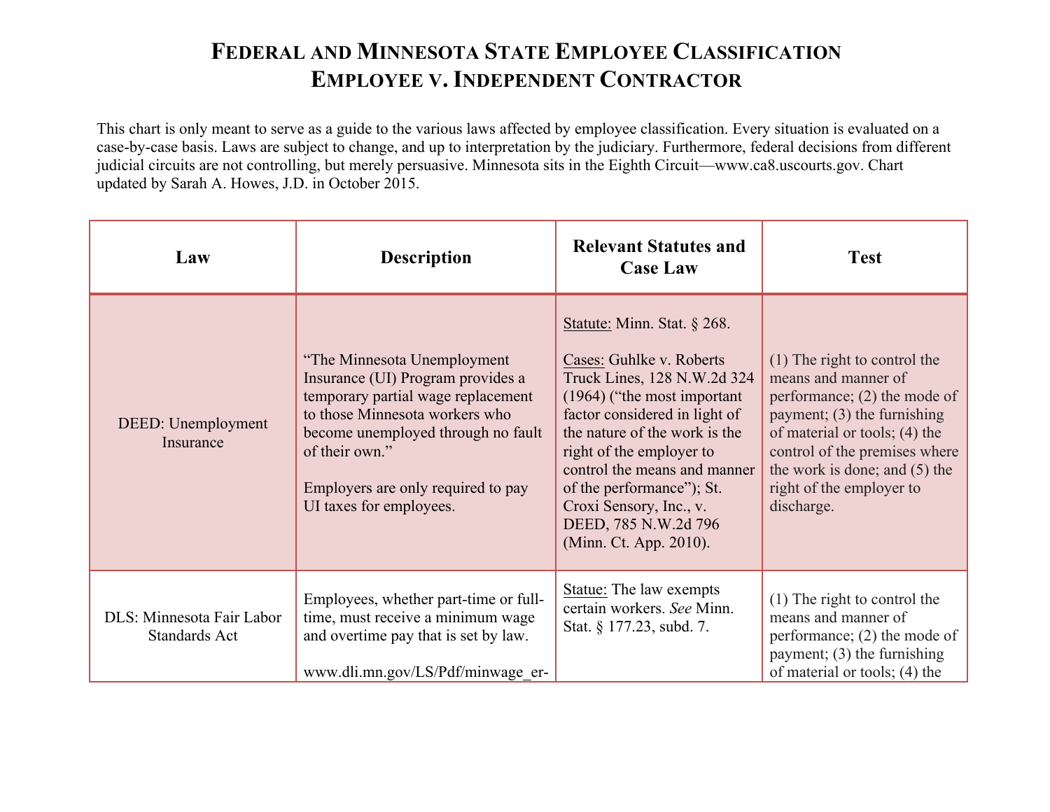# Federal and Minnesota State Employee Classification
# Employee v. Independent Contractor

This chart is only meant to serve as a guide to the various laws affected by employee classification. Every situation is evaluated on a case-by-case basis. Laws are subject to change, and up to interpretation by the judiciary. Furthermore, federal decisions from different judicial circuits are not controlling, but merely persuasive. Minnesota sits in the Eighth Circuit—www.ca8.uscourts.gov. Chart updated by Sarah A. Howes, J.D. in October 2015.

| Law | Description | Relevant Statutes and Case Law | Test |
|---|---|---|---|
| DEED: Unemployment Insurance | "The Minnesota Unemployment Insurance (UI) Program provides a temporary partial wage replacement to those Minnesota workers who become unemployed through no fault of their own." <br><br> Employers are only required to pay UI taxes for employees. | Statute: Minn. Stat. § 268. <br><br> Cases: Guhlke v. Roberts Truck Lines, 128 N.W.2d 324 (1964) ("the most important factor considered in light of the nature of the work is the right of the employer to control the means and manner of the performance"); St. Croxi Sensory, Inc., v. DEED, 785 N.W.2d 796 (Minn. Ct. App. 2010). | (1) The right to control the means and manner of performance; (2) the mode of payment; (3) the furnishing of material or tools; (4) the control of the premises where the work is done; and (5) the right of the employer to discharge. |
| DLS: Minnesota Fair Labor Standards Act | Employees, whether part-time or full-time, must receive a minimum wage and overtime pay that is set by law. <br><br> www.dli.mn.gov/LS/Pdf/minwage_er- | Statue: The law exempts certain workers. *See* Minn. Stat. § 177.23, subd. 7. | (1) The right to control the means and manner of performance; (2) the mode of payment; (3) the furnishing of material or tools; (4) the |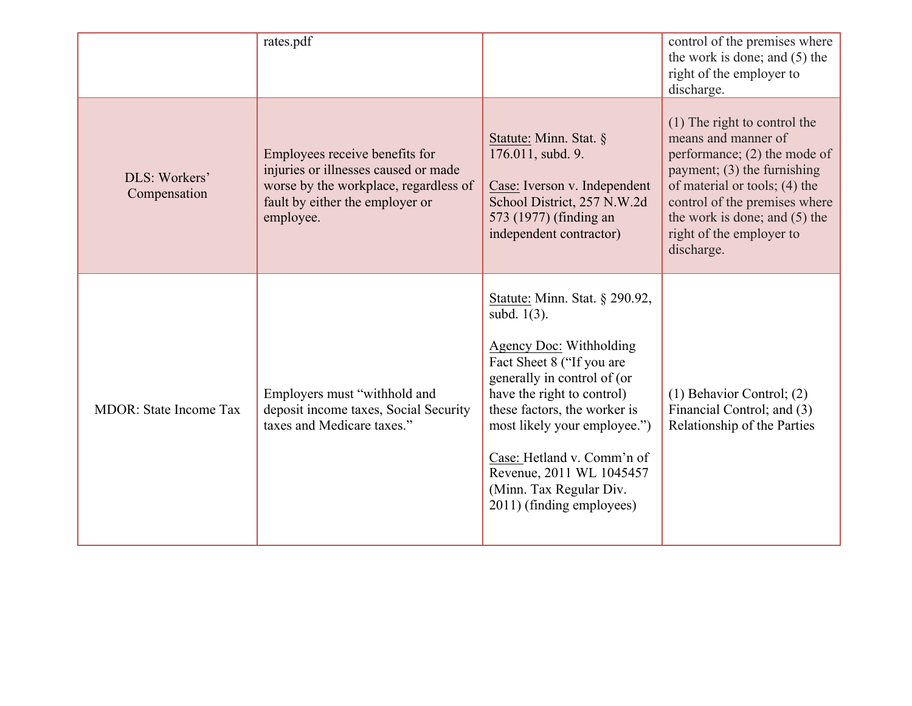| | | | |
|---|---|---|---|
| | rates.pdf | | control of the premises where the work is done; and (5) the right of the employer to discharge. |
| DLS: Workers' Compensation | Employees receive benefits for injuries or illnesses caused or made worse by the workplace, regardless of fault by either the employer or employee. | Statute: Minn. Stat. § 176.011, subd. 9.<br><br>Case: Iverson v. Independent School District, 257 N.W.2d 573 (1977) (finding an independent contractor) | (1) The right to control the means and manner of performance; (2) the mode of payment; (3) the furnishing of material or tools; (4) the control of the premises where the work is done; and (5) the right of the employer to discharge. |
| MDOR: State Income Tax | Employers must "withhold and deposit income taxes, Social Security taxes and Medicare taxes." | Statute: Minn. Stat. § 290.92, subd. 1(3).<br><br>Agency Doc: Withholding Fact Sheet 8 ("If you are generally in control of (or have the right to control) these factors, the worker is most likely your employee.")<br><br>Case: Hetland v. Comm'n of Revenue, 2011 WL 1045457 (Minn. Tax Regular Div. 2011) (finding employees) | (1) Behavior Control; (2) Financial Control; and (3) Relationship of the Parties |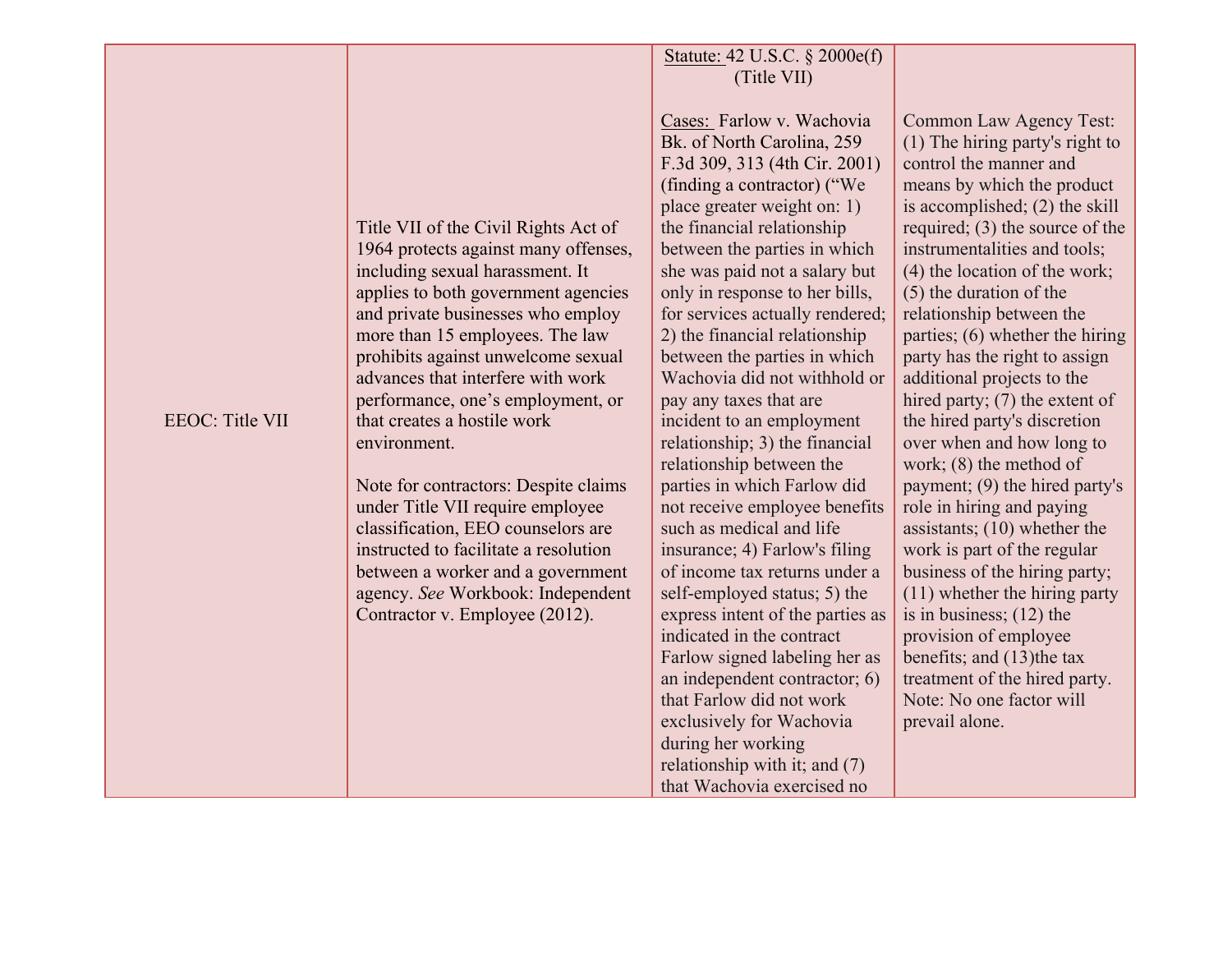| EEOC: Title VII | Title VII of the Civil Rights Act of 1964 protects against many offenses, including sexual harassment. It applies to both government agencies and private businesses who employ more than 15 employees. The law prohibits against unwelcome sexual advances that interfere with work performance, one's employment, or that creates a hostile work environment.<br><br>Note for contractors: Despite claims under Title VII require employee classification, EEO counselors are instructed to facilitate a resolution between a worker and a government agency. *See* Workbook: Independent Contractor v. Employee (2012). | <u>Statute:</u> 42 U.S.C. § 2000e(f) (Title VII)<br><br><u>Cases:</u> Farlow v. Wachovia Bk. of North Carolina, 259 F.3d 309, 313 (4th Cir. 2001) (finding a contractor) ("We place greater weight on: 1) the financial relationship between the parties in which she was paid not a salary but only in response to her bills, for services actually rendered; 2) the financial relationship between the parties in which Wachovia did not withhold or pay any taxes that are incident to an employment relationship; 3) the financial relationship between the parties in which Farlow did not receive employee benefits such as medical and life insurance; 4) Farlow's filing of income tax returns under a self-employed status; 5) the express intent of the parties as indicated in the contract Farlow signed labeling her as an independent contractor; 6) that Farlow did not work exclusively for Wachovia during her working relationship with it; and (7) that Wachovia exercised no | Common Law Agency Test: (1) The hiring party's right to control the manner and means by which the product is accomplished; (2) the skill required; (3) the source of the instrumentalities and tools; (4) the location of the work; (5) the duration of the relationship between the parties; (6) whether the hiring party has the right to assign additional projects to the hired party; (7) the extent of the hired party's discretion over when and how long to work; (8) the method of payment; (9) the hired party's role in hiring and paying assistants; (10) whether the work is part of the regular business of the hiring party; (11) whether the hiring party is in business; (12) the provision of employee benefits; and (13)the tax treatment of the hired party. Note: No one factor will prevail alone. |
|---|---|---|---|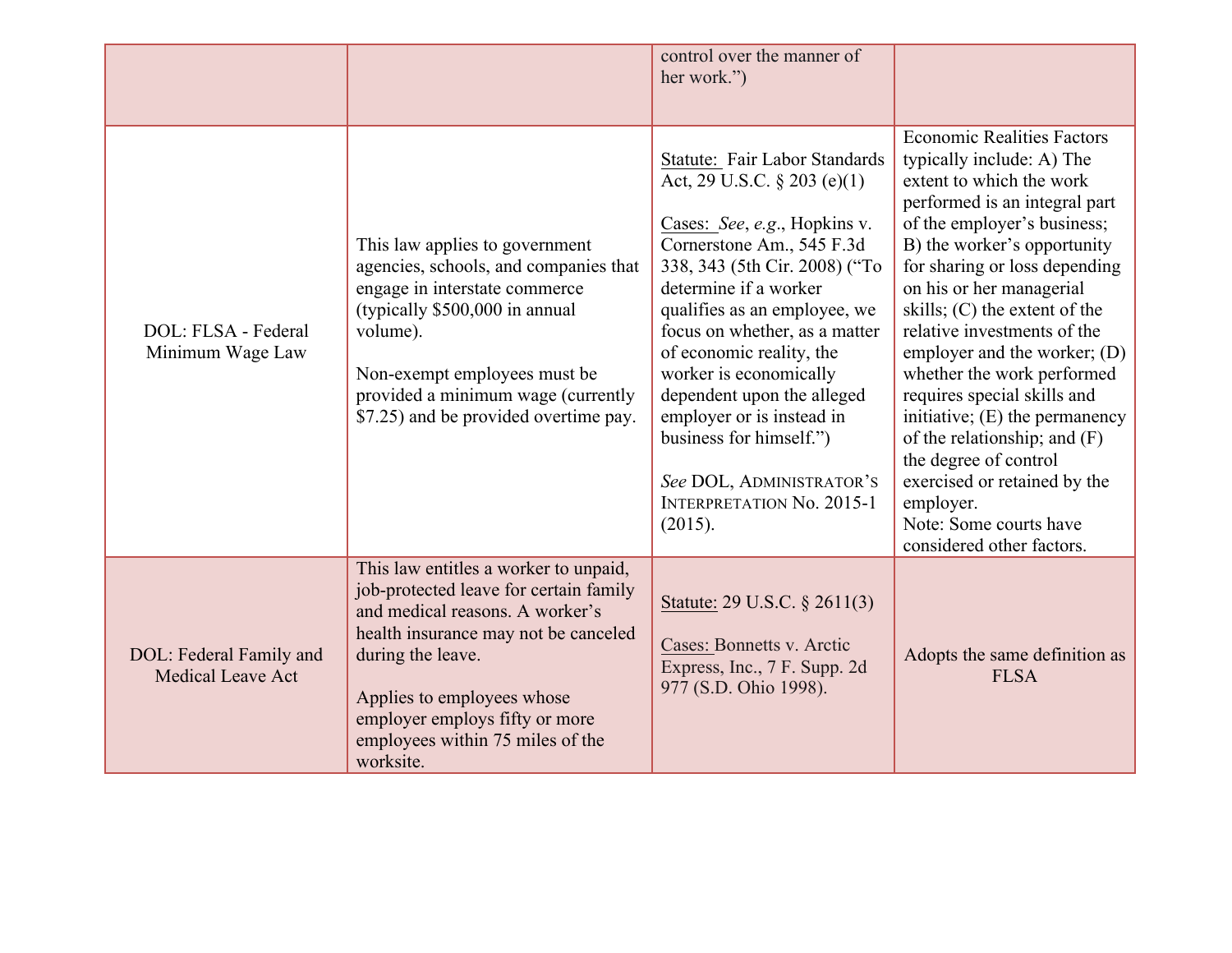| | | | |
|---|---|---|---|
| | | control over the manner of her work.") | |
| DOL: FLSA - Federal Minimum Wage Law | This law applies to government agencies, schools, and companies that engage in interstate commerce (typically $500,000 in annual volume).<br><br>Non-exempt employees must be provided a minimum wage (currently $7.25) and be provided overtime pay. | Statute: Fair Labor Standards Act, 29 U.S.C. § 203 (e)(1)<br><br>Cases: *See*, *e.g*., Hopkins v. Cornerstone Am., 545 F.3d 338, 343 (5th Cir. 2008) ("To determine if a worker qualifies as an employee, we focus on whether, as a matter of economic reality, the worker is economically dependent upon the alleged employer or is instead in business for himself.")<br><br>*See* DOL, ADMINISTRATOR'S INTERPRETATION No. 2015-1 (2015). | Economic Realities Factors typically include: A) The extent to which the work performed is an integral part of the employer's business; B) the worker's opportunity for sharing or loss depending on his or her managerial skills; (C) the extent of the relative investments of the employer and the worker; (D) whether the work performed requires special skills and initiative; (E) the permanency of the relationship; and (F) the degree of control exercised or retained by the employer.<br>Note: Some courts have considered other factors. |
| DOL: Federal Family and Medical Leave Act | This law entitles a worker to unpaid, job-protected leave for certain family and medical reasons. A worker's health insurance may not be canceled during the leave.<br><br>Applies to employees whose employer employs fifty or more employees within 75 miles of the worksite. | Statute: 29 U.S.C. § 2611(3)<br><br>Cases: Bonnetts v. Arctic Express, Inc., 7 F. Supp. 2d 977 (S.D. Ohio 1998). | Adopts the same definition as FLSA |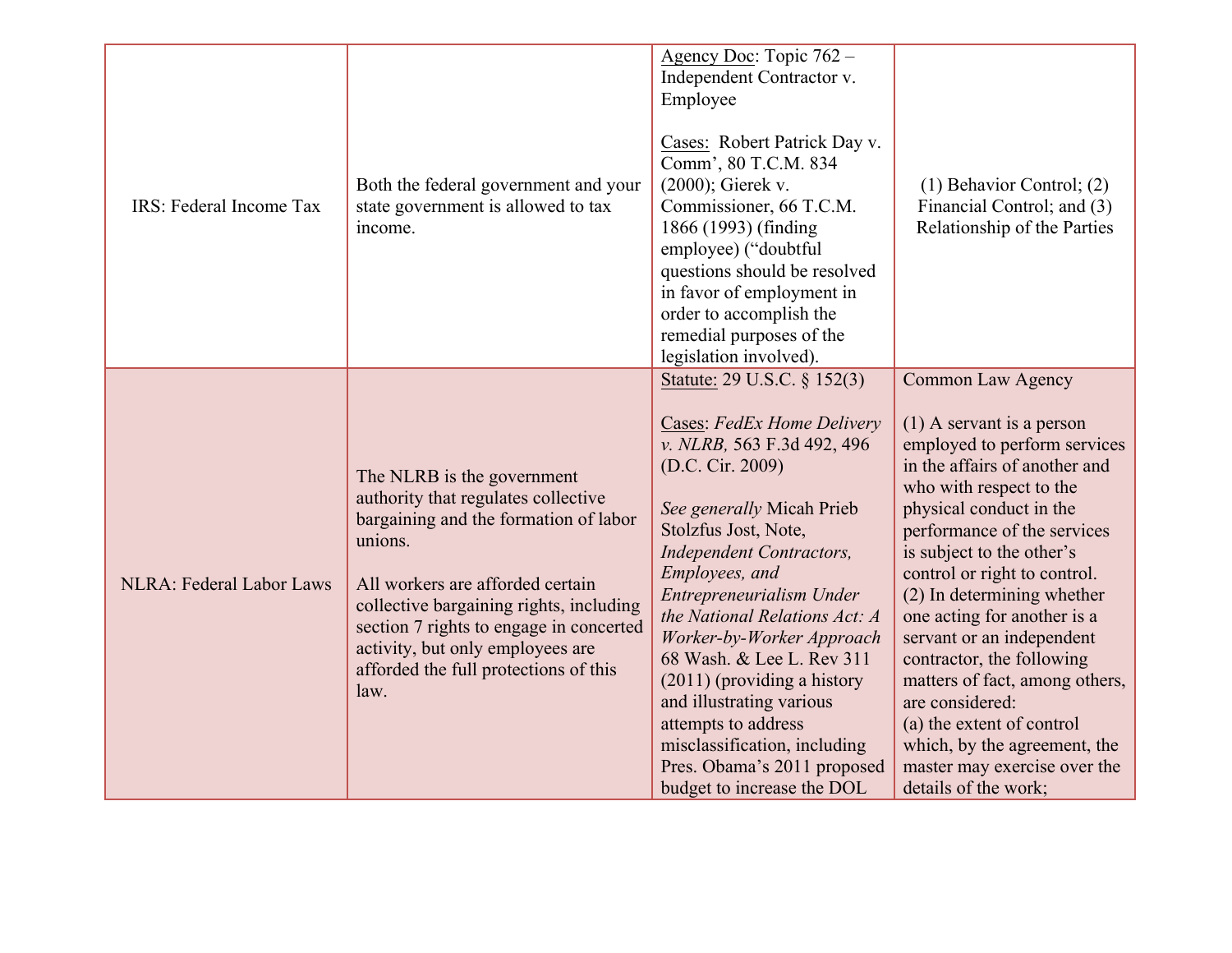| | | | |
|---|---|---|---|
| IRS: Federal Income Tax | Both the federal government and your state government is allowed to tax income. | Agency Doc: Topic 762 – Independent Contractor v. Employee<br><br>Cases: Robert Patrick Day v. Comm', 80 T.C.M. 834 (2000); Gierek v. Commissioner, 66 T.C.M. 1866 (1993) (finding employee) ("doubtful questions should be resolved in favor of employment in order to accomplish the remedial purposes of the legislation involved). | (1) Behavior Control; (2) Financial Control; and (3) Relationship of the Parties |
| NLRA: Federal Labor Laws | The NLRB is the government authority that regulates collective bargaining and the formation of labor unions.<br><br>All workers are afforded certain collective bargaining rights, including section 7 rights to engage in concerted activity, but only employees are afforded the full protections of this law. | Statute: 29 U.S.C. § 152(3)<br><br>Cases: *FedEx Home Delivery v. NLRB,* 563 F.3d 492, 496 (D.C. Cir. 2009)<br><br>*See generally* Micah Prieb Stolzfus Jost, Note, *Independent Contractors, Employees, and Entrepreneurialism Under the National Relations Act: A Worker-by-Worker Approach* 68 Wash. & Lee L. Rev 311 (2011) (providing a history and illustrating various attempts to address misclassification, including Pres. Obama's 2011 proposed budget to increase the DOL | Common Law Agency<br><br>(1) A servant is a person employed to perform services in the affairs of another and who with respect to the physical conduct in the performance of the services is subject to the other's control or right to control.<br>(2) In determining whether one acting for another is a servant or an independent contractor, the following matters of fact, among others, are considered:<br>(a) the extent of control which, by the agreement, the master may exercise over the details of the work; |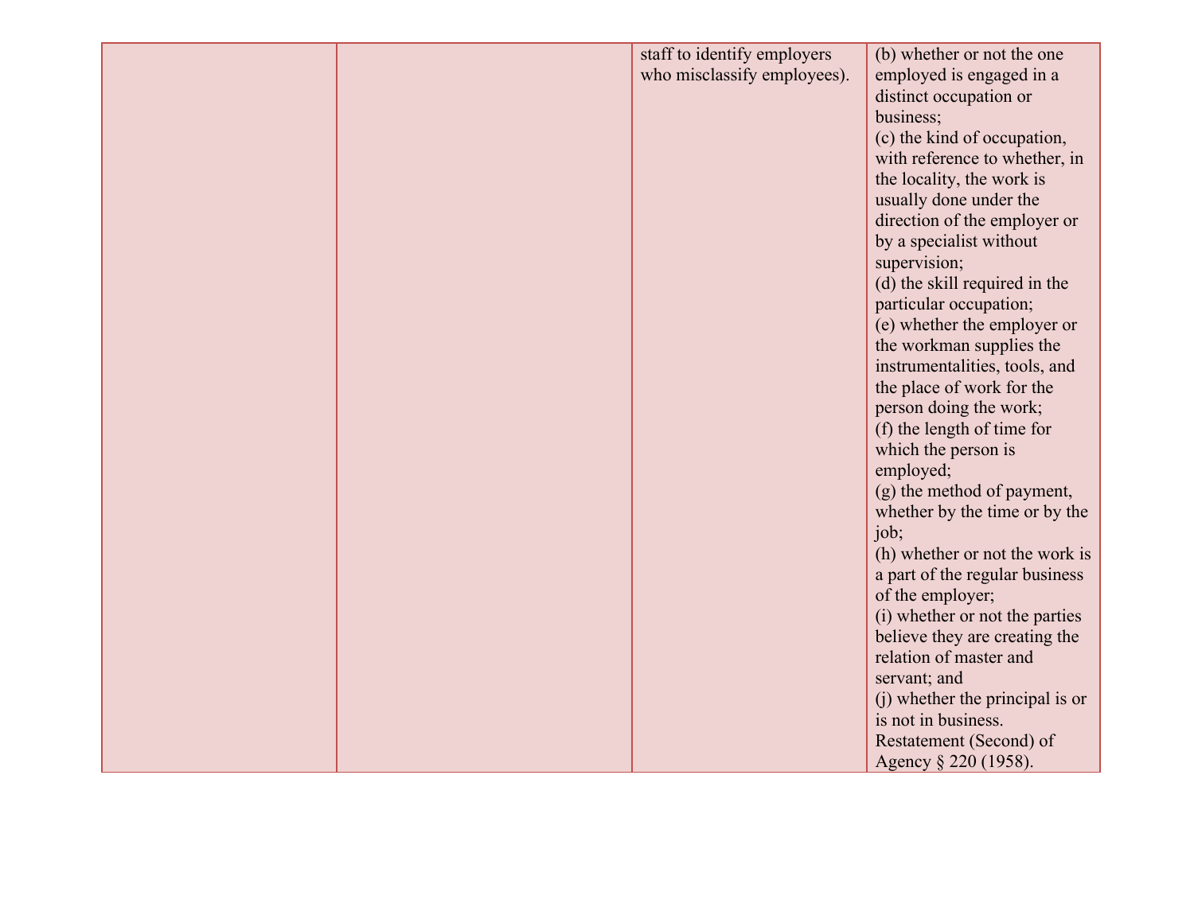| | | | |
|---|---|---|---|
| | | staff to identify employers who misclassify employees). | (b) whether or not the one employed is engaged in a distinct occupation or business;<br>(c) the kind of occupation, with reference to whether, in the locality, the work is usually done under the direction of the employer or by a specialist without supervision;<br>(d) the skill required in the particular occupation;<br>(e) whether the employer or the workman supplies the instrumentalities, tools, and the place of work for the person doing the work;<br>(f) the length of time for which the person is employed;<br>(g) the method of payment, whether by the time or by the job;<br>(h) whether or not the work is a part of the regular business of the employer;<br>(i) whether or not the parties believe they are creating the relation of master and servant; and<br>(j) whether the principal is or is not in business.<br>Restatement (Second) of Agency § 220 (1958). |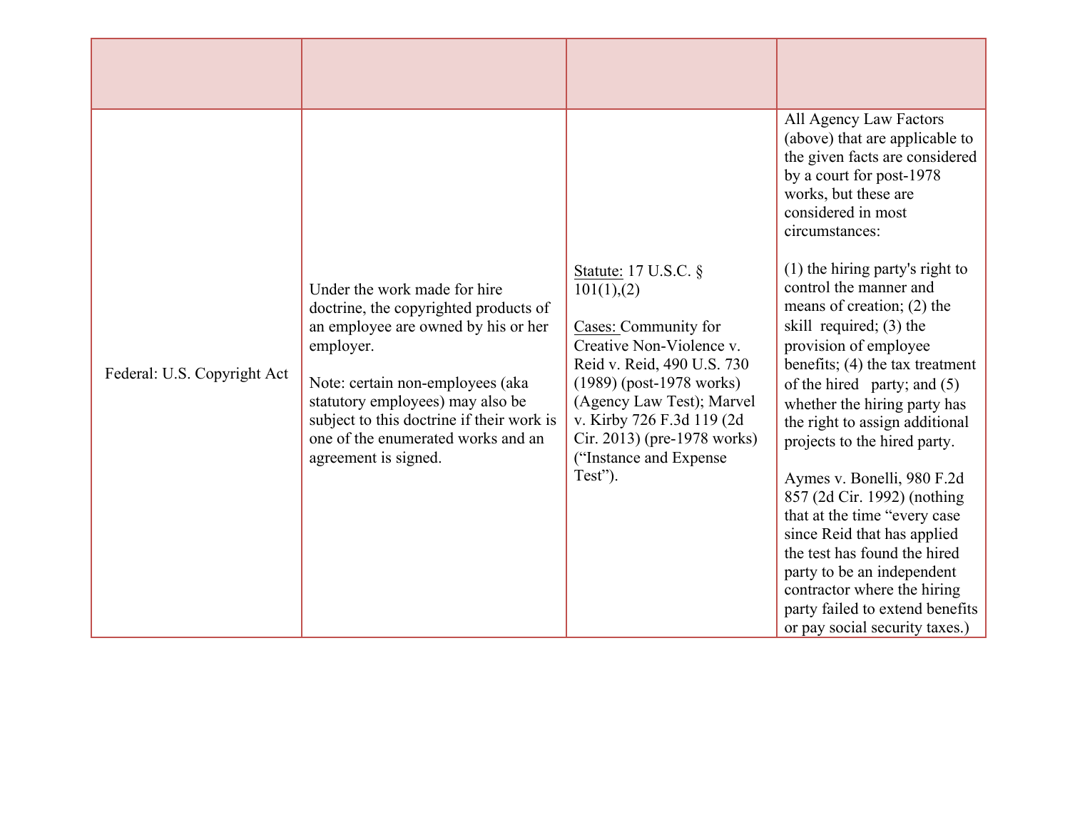| | | | |
|---|---|---|---|
| Federal: U.S. Copyright Act | Under the work made for hire doctrine, the copyrighted products of an employee are owned by his or her employer.<br><br>Note: certain non-employees (aka statutory employees) may also be subject to this doctrine if their work is one of the enumerated works and an agreement is signed. | Statute: 17 U.S.C. § 101(1),(2)<br><br>Cases: Community for Creative Non-Violence v. Reid v. Reid, 490 U.S. 730 (1989) (post-1978 works) (Agency Law Test); Marvel v. Kirby 726 F.3d 119 (2d Cir. 2013) (pre-1978 works) ("Instance and Expense Test"). | All Agency Law Factors (above) that are applicable to the given facts are considered by a court for post-1978 works, but these are considered in most circumstances:<br><br>(1) the hiring party's right to control the manner and means of creation; (2) the skill required; (3) the provision of employee benefits; (4) the tax treatment of the hired party; and (5) whether the hiring party has the right to assign additional projects to the hired party.<br><br>Aymes v. Bonelli, 980 F.2d 857 (2d Cir. 1992) (nothing that at the time "every case since Reid that has applied the test has found the hired party to be an independent contractor where the hiring party failed to extend benefits or pay social security taxes.) |